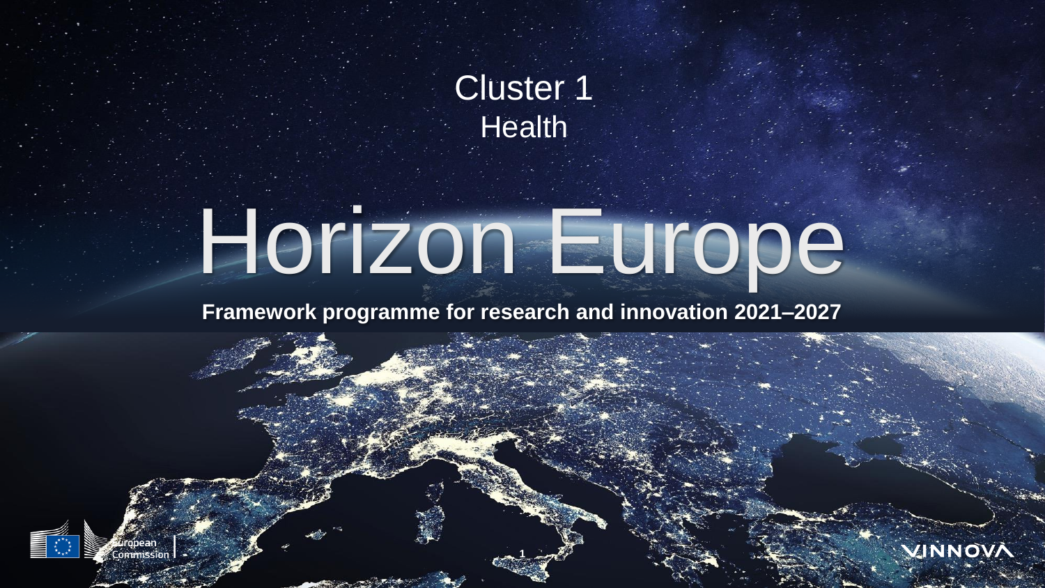Cluster 1
Health

# Horizon Europe

**Framework programme for research and innovation 2021–2027**

European Commission

VINNOVA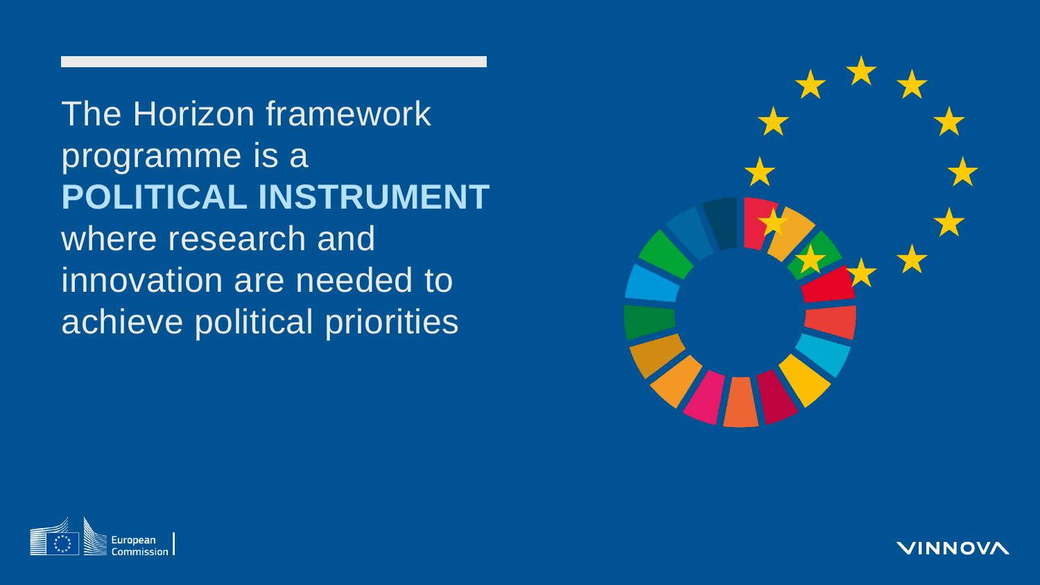The Horizon framework programme is a **POLITICAL INSTRUMENT** where research and innovation are needed to achieve political priorities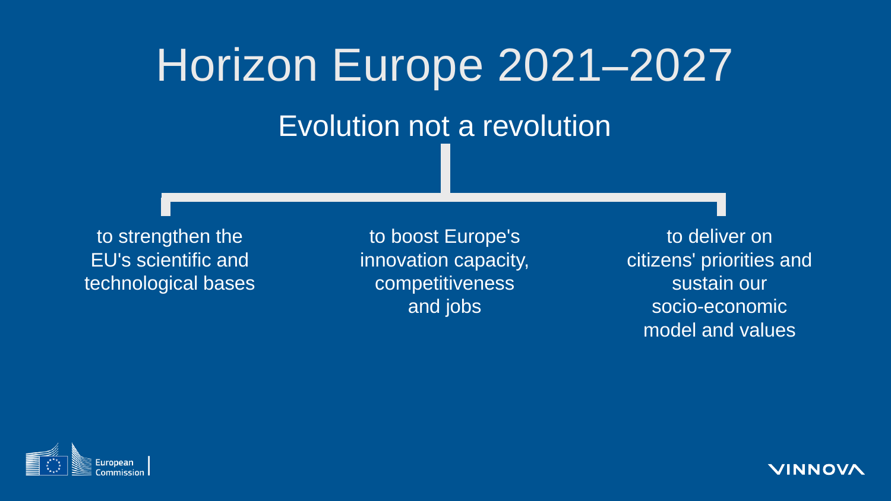# Horizon Europe 2021–2027

## Evolution not a revolution

- to strengthen the EU's scientific and technological bases
- to boost Europe's innovation capacity, competitiveness and jobs
- to deliver on citizens' priorities and sustain our socio-economic model and values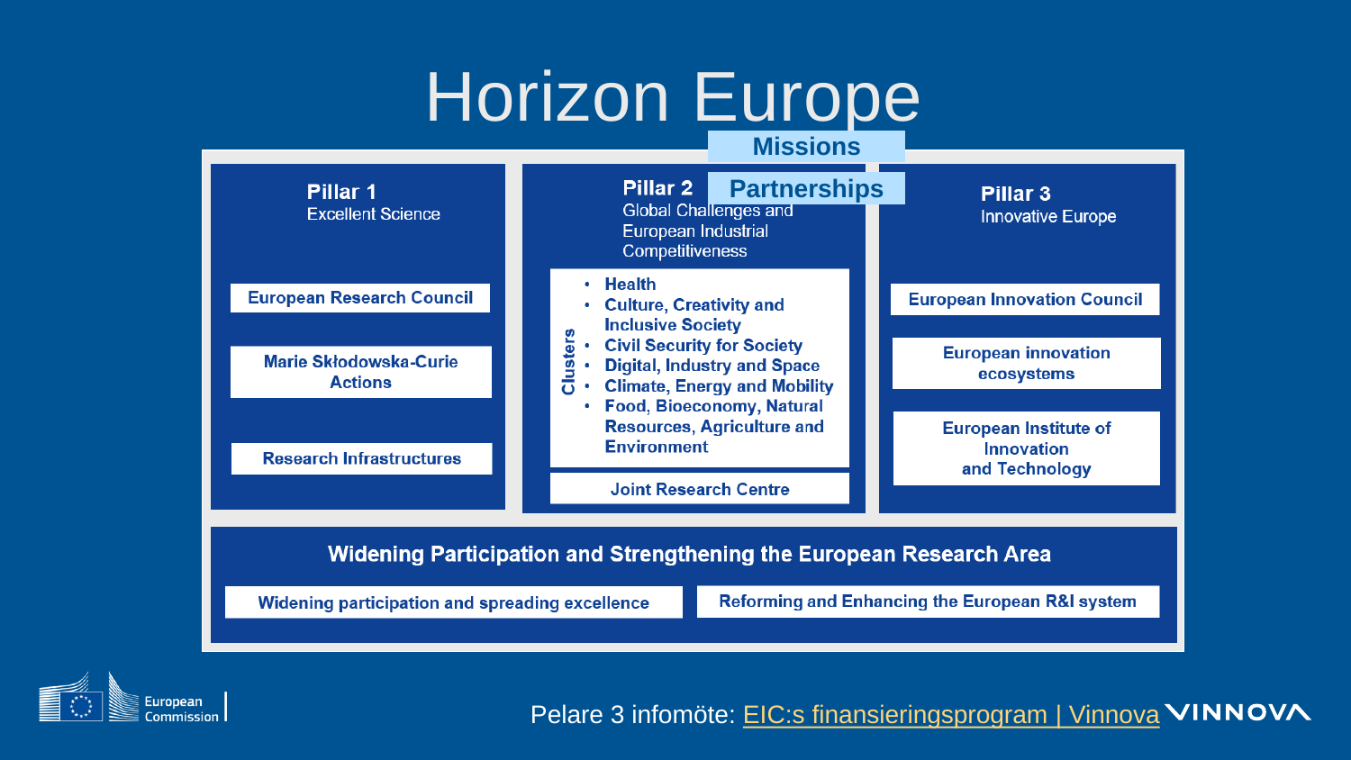# Horizon Europe

**Missions**

**Partnerships**

## Pillar 1
Excellent Science

- European Research Council
- Marie Skłodowska-Curie Actions
- Research Infrastructures

## Pillar 2
Global Challenges and European Industrial Competitiveness

**Clusters**

- Health
- Culture, Creativity and Inclusive Society
- Civil Security for Society
- Digital, Industry and Space
- Climate, Energy and Mobility
- Food, Bioeconomy, Natural Resources, Agriculture and Environment

Joint Research Centre

## Pillar 3
Innovative Europe

- European Innovation Council
- European innovation ecosystems
- European Institute of Innovation and Technology

## Widening Participation and Strengthening the European Research Area

- Widening participation and spreading excellence
- Reforming and Enhancing the European R&I system

Pelare 3 infomöte: EIC:s finansieringsprogram | Vinnova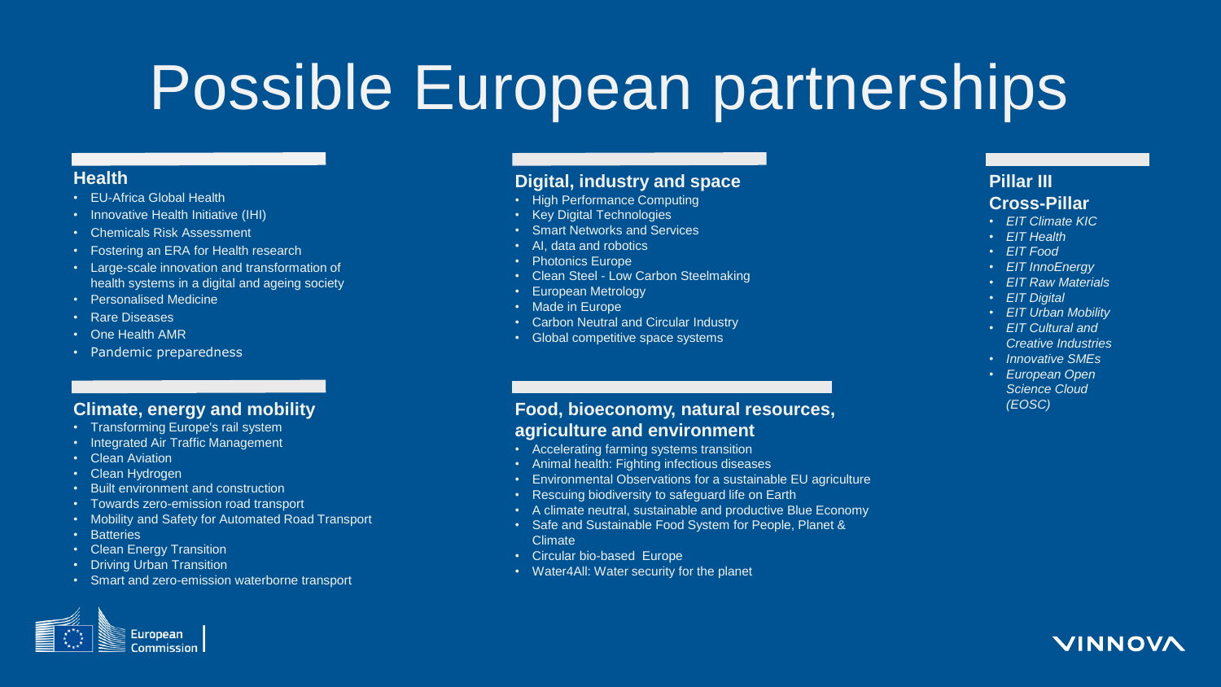# Possible European partnerships

## Health

- EU-Africa Global Health
- Innovative Health Initiative (IHI)
- Chemicals Risk Assessment
- Fostering an ERA for Health research
- Large-scale innovation and transformation of health systems in a digital and ageing society
- Personalised Medicine
- Rare Diseases
- One Health AMR
- Pandemic preparedness

## Climate, energy and mobility

- Transforming Europe's rail system
- Integrated Air Traffic Management
- Clean Aviation
- Clean Hydrogen
- Built environment and construction
- Towards zero-emission road transport
- Mobility and Safety for Automated Road Transport
- Batteries
- Clean Energy Transition
- Driving Urban Transition
- Smart and zero-emission waterborne transport

## Digital, industry and space

- High Performance Computing
- Key Digital Technologies
- Smart Networks and Services
- AI, data and robotics
- Photonics Europe
- Clean Steel - Low Carbon Steelmaking
- European Metrology
- Made in Europe
- Carbon Neutral and Circular Industry
- Global competitive space systems

## Food, bioeconomy, natural resources, agriculture and environment

- Accelerating farming systems transition
- Animal health: Fighting infectious diseases
- Environmental Observations for a sustainable EU agriculture
- Rescuing biodiversity to safeguard life on Earth
- A climate neutral, sustainable and productive Blue Economy
- Safe and Sustainable Food System for People, Planet & Climate
- Circular bio-based Europe
- Water4All: Water security for the planet

## Pillar III Cross-Pillar

- *EIT Climate KIC*
- *EIT Health*
- *EIT Food*
- *EIT InnoEnergy*
- *EIT Raw Materials*
- *EIT Digital*
- *EIT Urban Mobility*
- *EIT Cultural and Creative Industries*
- *Innovative SMEs*
- *European Open Science Cloud (EOSC)*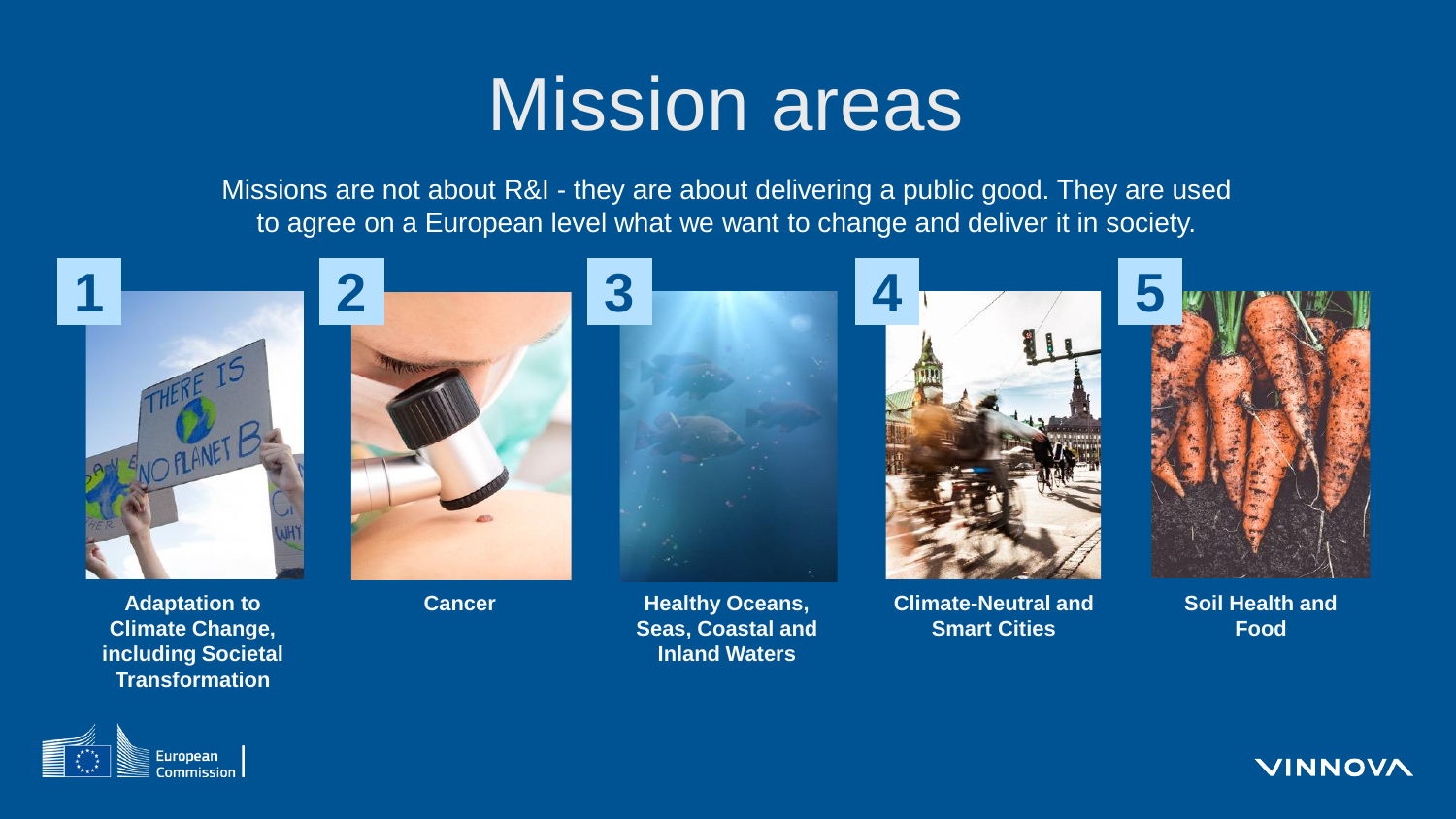# Mission areas

Missions are not about R&I - they are about delivering a public good. They are used to agree on a European level what we want to change and deliver it in society.

1. **Adaptation to Climate Change, including Societal Transformation**
2. **Cancer**
3. **Healthy Oceans, Seas, Coastal and Inland Waters**
4. **Climate-Neutral and Smart Cities**
5. **Soil Health and Food**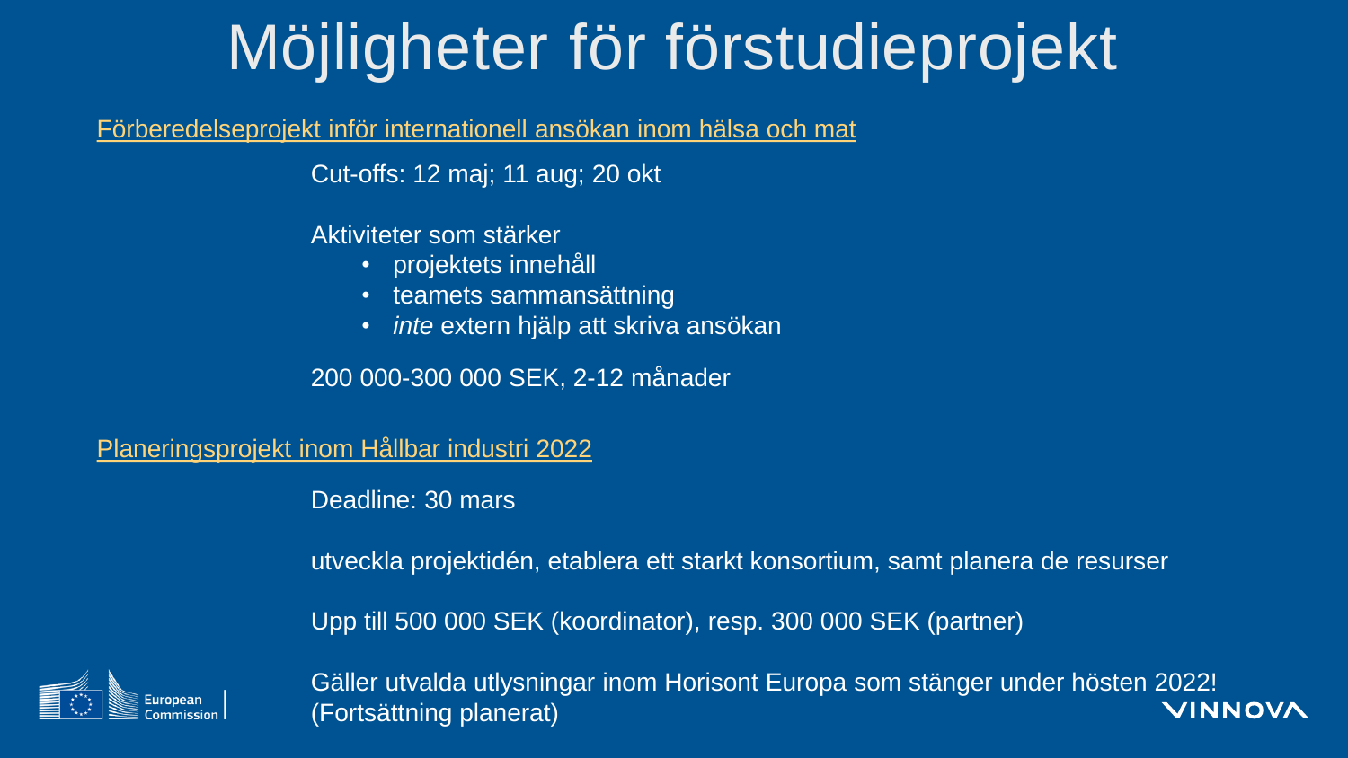# Möjligheter för förstudieprojekt

Förberedelseprojekt inför internationell ansökan inom hälsa och mat

Cut-offs: 12 maj; 11 aug; 20 okt

Aktiviteter som stärker

- projektets innehåll
- teamets sammansättning
- *inte* extern hjälp att skriva ansökan

200 000-300 000 SEK, 2-12 månader

Planeringsprojekt inom Hållbar industri 2022

Deadline: 30 mars

utveckla projektidén, etablera ett starkt konsortium, samt planera de resurser

Upp till 500 000 SEK (koordinator), resp. 300 000 SEK (partner)

Gäller utvalda utlysningar inom Horisont Europa som stänger under hösten 2022! (Fortsättning planerat)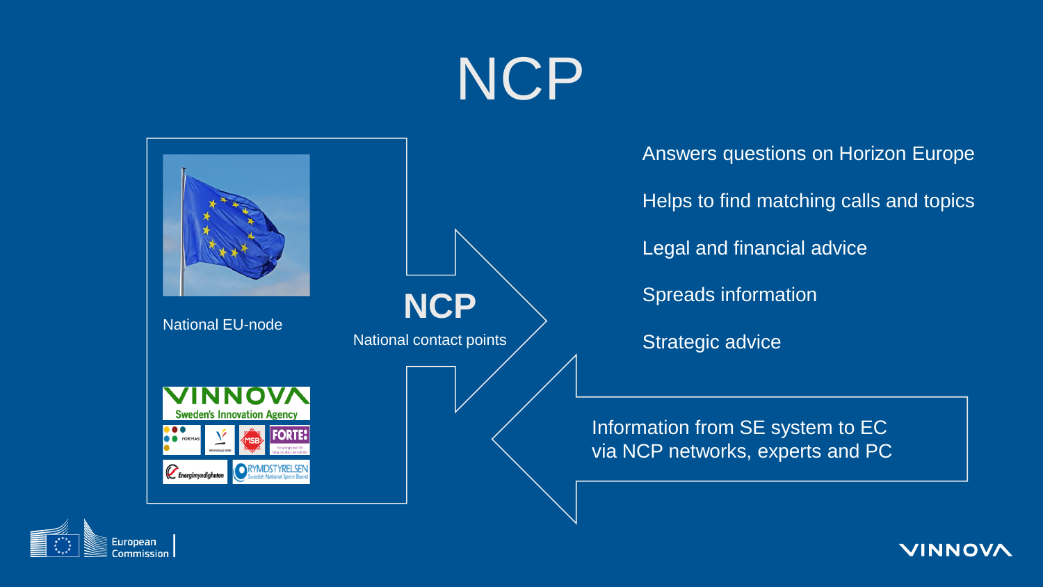# NCP

National EU-node

**NCP**

National contact points

- Answers questions on Horizon Europe
- Helps to find matching calls and topics
- Legal and financial advice
- Spreads information
- Strategic advice

Information from SE system to EC via NCP networks, experts and PC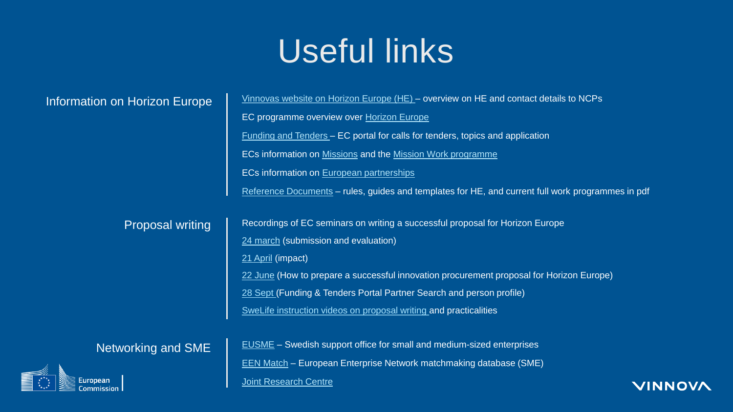# Useful links

## Information on Horizon Europe

Vinnovas website on Horizon Europe (HE) – overview on HE and contact details to NCPs

EC programme overview over Horizon Europe

Funding and Tenders – EC portal for calls for tenders, topics and application

ECs information on Missions and the Mission Work programme

ECs information on European partnerships

Reference Documents – rules, guides and templates for HE, and current full work programmes in pdf

## Proposal writing

Recordings of EC seminars on writing a successful proposal for Horizon Europe

24 march (submission and evaluation)

21 April (impact)

22 June (How to prepare a successful innovation procurement proposal for Horizon Europe)

28 Sept (Funding & Tenders Portal Partner Search and person profile)

SweLife instruction videos on proposal writing and practicalities

## Networking and SME

EUSME – Swedish support office for small and medium-sized enterprises

EEN Match – European Enterprise Network matchmaking database (SME)

Joint Research Centre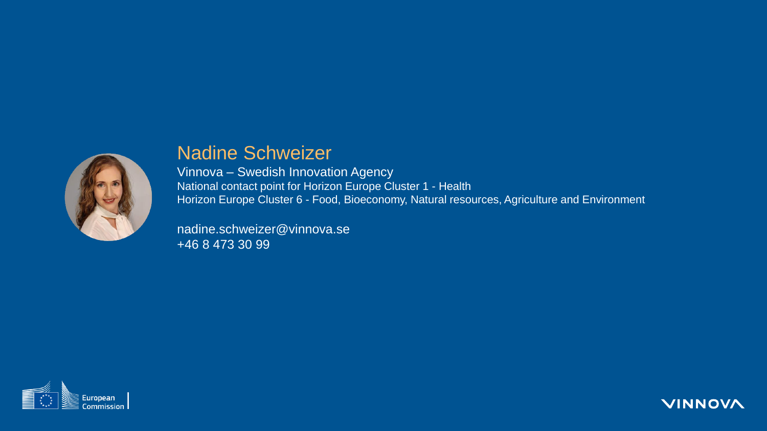## Nadine Schweizer

Vinnova – Swedish Innovation Agency

National contact point for Horizon Europe Cluster 1 - Health

Horizon Europe Cluster 6 - Food, Bioeconomy, Natural resources, Agriculture and Environment

nadine.schweizer@vinnova.se

+46 8 473 30 99